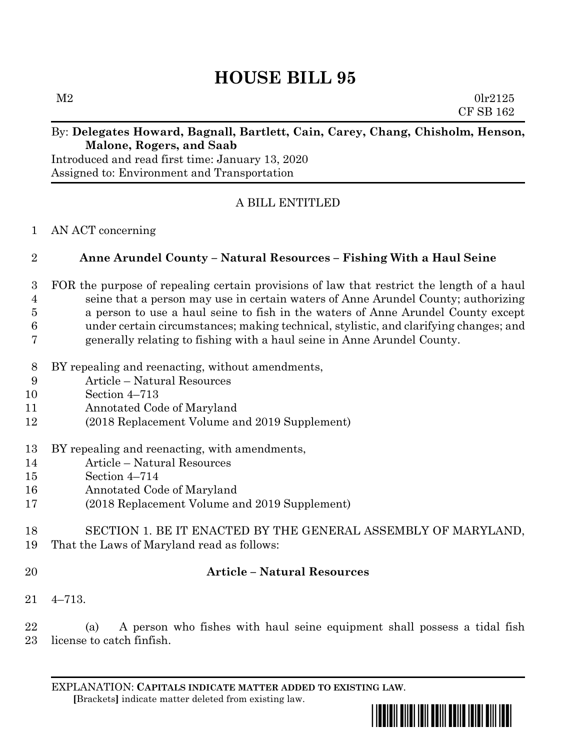# HOUSE BILL 95

M2 0lr2125
CF SB 162

By: **Delegates Howard, Bagnall, Bartlett, Cain, Carey, Chang, Chisholm, Henson, Malone, Rogers, and Saab**

Introduced and read first time: January 13, 2020

Assigned to: Environment and Transportation

A BILL ENTITLED

AN ACT concerning

**Anne Arundel County – Natural Resources – Fishing With a Haul Seine**

FOR the purpose of repealing certain provisions of law that restrict the length of a haul seine that a person may use in certain waters of Anne Arundel County; authorizing a person to use a haul seine to fish in the waters of Anne Arundel County except under certain circumstances; making technical, stylistic, and clarifying changes; and generally relating to fishing with a haul seine in Anne Arundel County.

BY repealing and reenacting, without amendments,
Article – Natural Resources
Section 4–713
Annotated Code of Maryland
(2018 Replacement Volume and 2019 Supplement)

BY repealing and reenacting, with amendments,
Article – Natural Resources
Section 4–714
Annotated Code of Maryland
(2018 Replacement Volume and 2019 Supplement)

SECTION 1. BE IT ENACTED BY THE GENERAL ASSEMBLY OF MARYLAND, That the Laws of Maryland read as follows:

**Article – Natural Resources**

4–713.

(a) A person who fishes with haul seine equipment shall possess a tidal fish license to catch finfish.

EXPLANATION: **CAPITALS INDICATE MATTER ADDED TO EXISTING LAW**.
**[**Brackets**]** indicate matter deleted from existing law.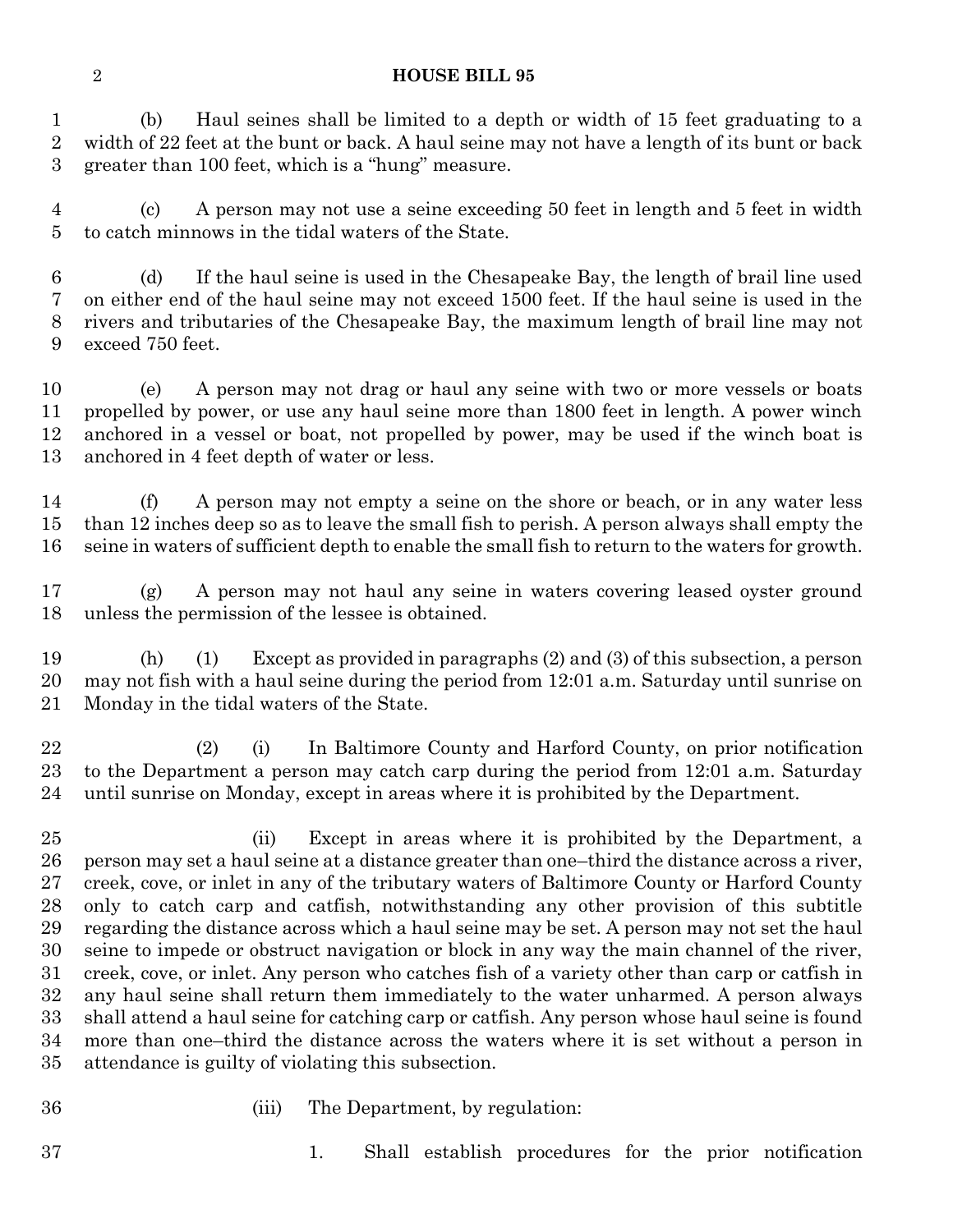(b) Haul seines shall be limited to a depth or width of 15 feet graduating to a width of 22 feet at the bunt or back. A haul seine may not have a length of its bunt or back greater than 100 feet, which is a "hung" measure.

(c) A person may not use a seine exceeding 50 feet in length and 5 feet in width to catch minnows in the tidal waters of the State.

(d) If the haul seine is used in the Chesapeake Bay, the length of brail line used on either end of the haul seine may not exceed 1500 feet. If the haul seine is used in the rivers and tributaries of the Chesapeake Bay, the maximum length of brail line may not exceed 750 feet.

(e) A person may not drag or haul any seine with two or more vessels or boats propelled by power, or use any haul seine more than 1800 feet in length. A power winch anchored in a vessel or boat, not propelled by power, may be used if the winch boat is anchored in 4 feet depth of water or less.

(f) A person may not empty a seine on the shore or beach, or in any water less than 12 inches deep so as to leave the small fish to perish. A person always shall empty the seine in waters of sufficient depth to enable the small fish to return to the waters for growth.

(g) A person may not haul any seine in waters covering leased oyster ground unless the permission of the lessee is obtained.

(h) (1) Except as provided in paragraphs (2) and (3) of this subsection, a person may not fish with a haul seine during the period from 12:01 a.m. Saturday until sunrise on Monday in the tidal waters of the State.

(2) (i) In Baltimore County and Harford County, on prior notification to the Department a person may catch carp during the period from 12:01 a.m. Saturday until sunrise on Monday, except in areas where it is prohibited by the Department.

(ii) Except in areas where it is prohibited by the Department, a person may set a haul seine at a distance greater than one–third the distance across a river, creek, cove, or inlet in any of the tributary waters of Baltimore County or Harford County only to catch carp and catfish, notwithstanding any other provision of this subtitle regarding the distance across which a haul seine may be set. A person may not set the haul seine to impede or obstruct navigation or block in any way the main channel of the river, creek, cove, or inlet. Any person who catches fish of a variety other than carp or catfish in any haul seine shall return them immediately to the water unharmed. A person always shall attend a haul seine for catching carp or catfish. Any person whose haul seine is found more than one–third the distance across the waters where it is set without a person in attendance is guilty of violating this subsection.

(iii) The Department, by regulation:

1. Shall establish procedures for the prior notification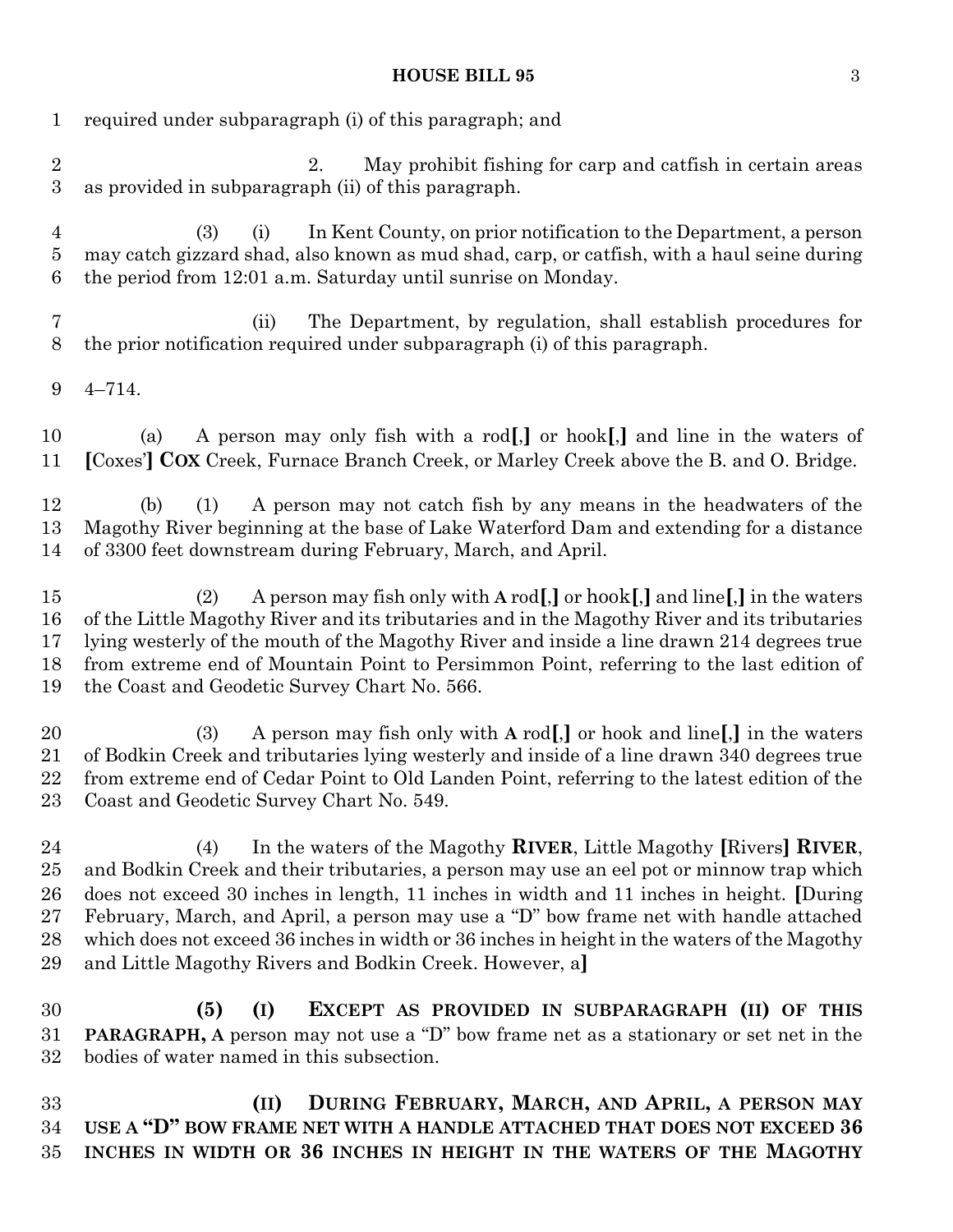required under subparagraph (i) of this paragraph; and

2. May prohibit fishing for carp and catfish in certain areas as provided in subparagraph (ii) of this paragraph.

(3) (i) In Kent County, on prior notification to the Department, a person may catch gizzard shad, also known as mud shad, carp, or catfish, with a haul seine during the period from 12:01 a.m. Saturday until sunrise on Monday.

(ii) The Department, by regulation, shall establish procedures for the prior notification required under subparagraph (i) of this paragraph.

4–714.

(a) A person may only fish with a rod**[**,**]** or hook**[**,**]** and line in the waters of **[**Coxes'**]** **COX** Creek, Furnace Branch Creek, or Marley Creek above the B. and O. Bridge.

(b) (1) A person may not catch fish by any means in the headwaters of the Magothy River beginning at the base of Lake Waterford Dam and extending for a distance of 3300 feet downstream during February, March, and April.

(2) A person may fish only with **A** rod**[**,**]** or hook**[**,**]** and line**[**,**]** in the waters of the Little Magothy River and its tributaries and in the Magothy River and its tributaries lying westerly of the mouth of the Magothy River and inside a line drawn 214 degrees true from extreme end of Mountain Point to Persimmon Point, referring to the last edition of the Coast and Geodetic Survey Chart No. 566.

(3) A person may fish only with **A** rod**[**,**]** or hook and line**[**,**]** in the waters of Bodkin Creek and tributaries lying westerly and inside of a line drawn 340 degrees true from extreme end of Cedar Point to Old Landen Point, referring to the latest edition of the Coast and Geodetic Survey Chart No. 549.

(4) In the waters of the Magothy **RIVER**, Little Magothy **[**Rivers**]** **RIVER**, and Bodkin Creek and their tributaries, a person may use an eel pot or minnow trap which does not exceed 30 inches in length, 11 inches in width and 11 inches in height. **[**During February, March, and April, a person may use a "D" bow frame net with handle attached which does not exceed 36 inches in width or 36 inches in height in the waters of the Magothy and Little Magothy Rivers and Bodkin Creek. However, a**]**

**(5) (I) EXCEPT AS PROVIDED IN SUBPARAGRAPH (II) OF THIS PARAGRAPH, A** person may not use a "D" bow frame net as a stationary or set net in the bodies of water named in this subsection.

**(II) DURING FEBRUARY, MARCH, AND APRIL, A PERSON MAY USE A "D" BOW FRAME NET WITH A HANDLE ATTACHED THAT DOES NOT EXCEED 36 INCHES IN WIDTH OR 36 INCHES IN HEIGHT IN THE WATERS OF THE MAGOTHY**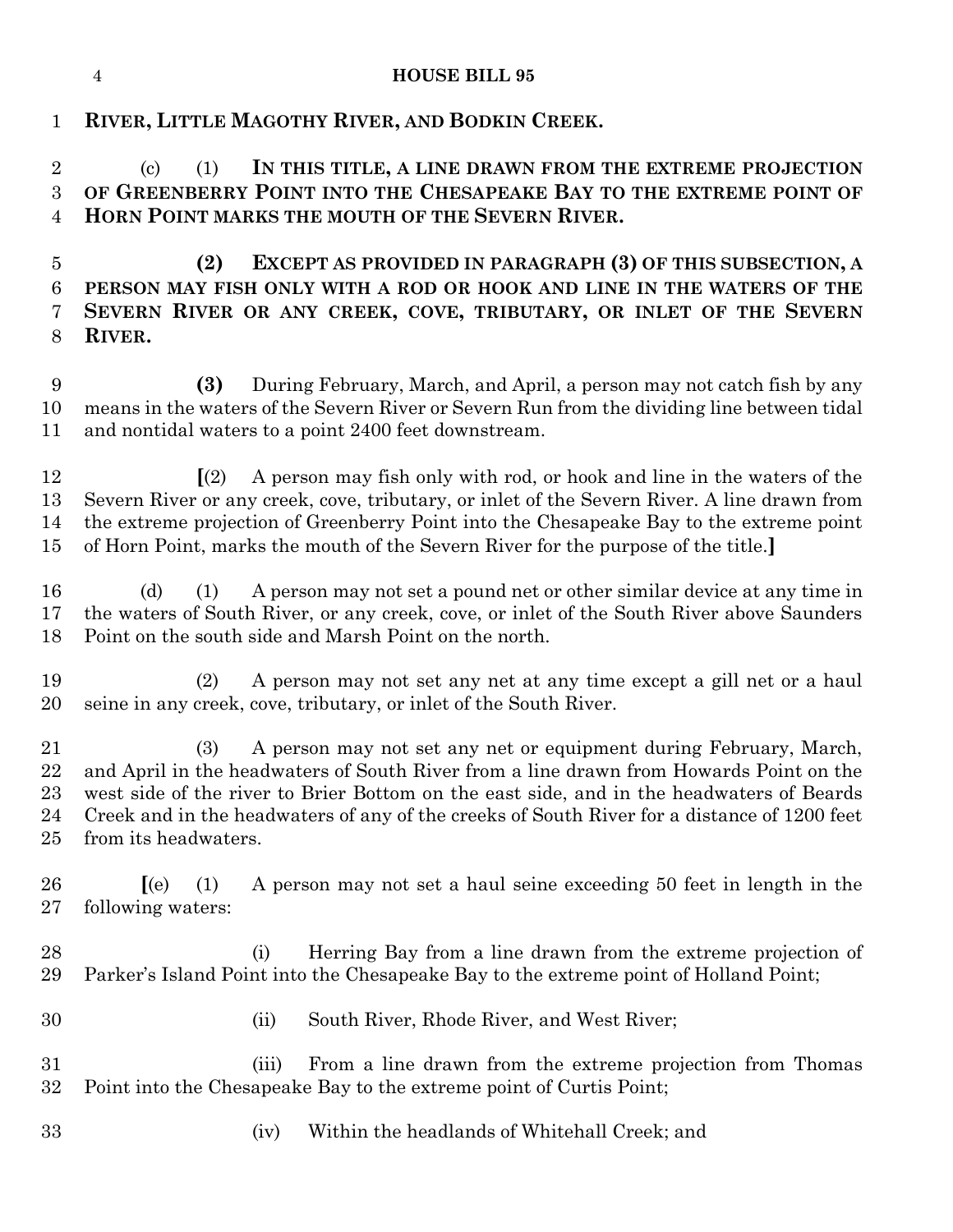**RIVER, LITTLE MAGOTHY RIVER, AND BODKIN CREEK.**

(c) (1) **IN THIS TITLE, A LINE DRAWN FROM THE EXTREME PROJECTION OF GREENBERRY POINT INTO THE CHESAPEAKE BAY TO THE EXTREME POINT OF HORN POINT MARKS THE MOUTH OF THE SEVERN RIVER.**

**(2) EXCEPT AS PROVIDED IN PARAGRAPH (3) OF THIS SUBSECTION, A PERSON MAY FISH ONLY WITH A ROD OR HOOK AND LINE IN THE WATERS OF THE SEVERN RIVER OR ANY CREEK, COVE, TRIBUTARY, OR INLET OF THE SEVERN RIVER.**

**(3)** During February, March, and April, a person may not catch fish by any means in the waters of the Severn River or Severn Run from the dividing line between tidal and nontidal waters to a point 2400 feet downstream.

**[**(2) A person may fish only with rod, or hook and line in the waters of the Severn River or any creek, cove, tributary, or inlet of the Severn River. A line drawn from the extreme projection of Greenberry Point into the Chesapeake Bay to the extreme point of Horn Point, marks the mouth of the Severn River for the purpose of the title.**]**

(d) (1) A person may not set a pound net or other similar device at any time in the waters of South River, or any creek, cove, or inlet of the South River above Saunders Point on the south side and Marsh Point on the north.

(2) A person may not set any net at any time except a gill net or a haul seine in any creek, cove, tributary, or inlet of the South River.

(3) A person may not set any net or equipment during February, March, and April in the headwaters of South River from a line drawn from Howards Point on the west side of the river to Brier Bottom on the east side, and in the headwaters of Beards Creek and in the headwaters of any of the creeks of South River for a distance of 1200 feet from its headwaters.

**[**(e) (1) A person may not set a haul seine exceeding 50 feet in length in the following waters:

(i) Herring Bay from a line drawn from the extreme projection of Parker's Island Point into the Chesapeake Bay to the extreme point of Holland Point;

(ii) South River, Rhode River, and West River;

(iii) From a line drawn from the extreme projection from Thomas Point into the Chesapeake Bay to the extreme point of Curtis Point;

(iv) Within the headlands of Whitehall Creek; and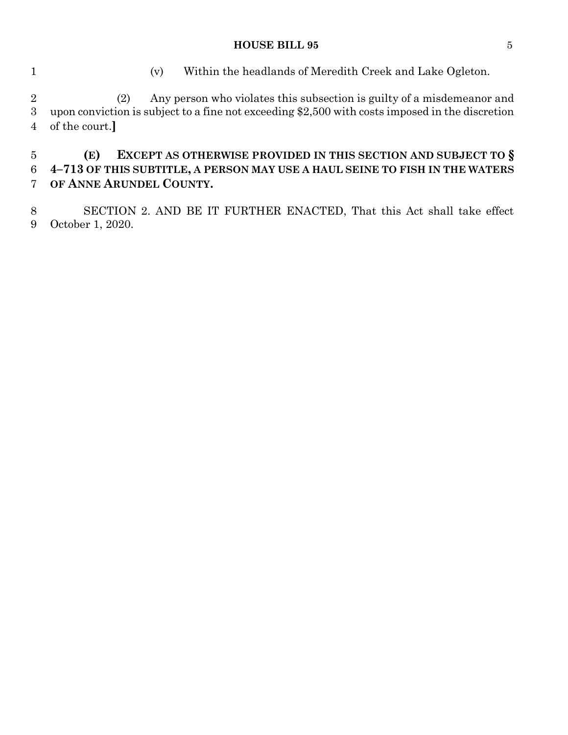(v) Within the headlands of Meredith Creek and Lake Ogleton.

(2) Any person who violates this subsection is guilty of a misdemeanor and upon conviction is subject to a fine not exceeding $2,500 with costs imposed in the discretion of the court.**]**

**(E) EXCEPT AS OTHERWISE PROVIDED IN THIS SECTION AND SUBJECT TO § 4–713 OF THIS SUBTITLE, A PERSON MAY USE A HAUL SEINE TO FISH IN THE WATERS OF ANNE ARUNDEL COUNTY.**

SECTION 2. AND BE IT FURTHER ENACTED, That this Act shall take effect October 1, 2020.